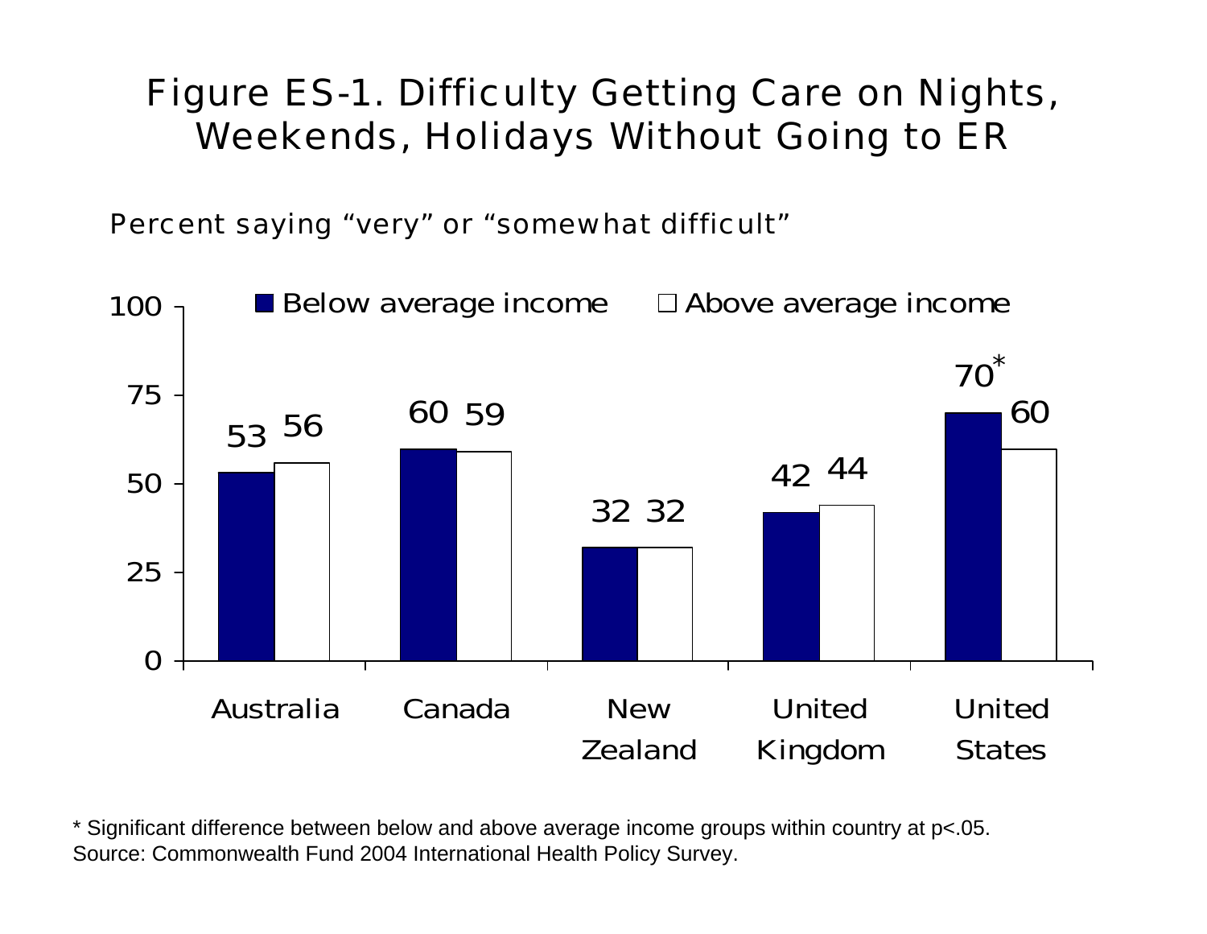# Figure ES-1. Difficulty Getting Care on Nights, Weekends, Holidays Without Going to ER

Percent saying "very" or "somewhat difficult"

| Country | Below average income | Above average income |
|---|---|---|
| Australia | 53 | 56 |
| Canada | 60 | 59 |
| New Zealand | 32 | 32 |
| United Kingdom | 42 | 44 |
| United States | 70* | 60 |

* Significant difference between below and above average income groups within country at $p<.05$.

Source: Commonwealth Fund 2004 International Health Policy Survey.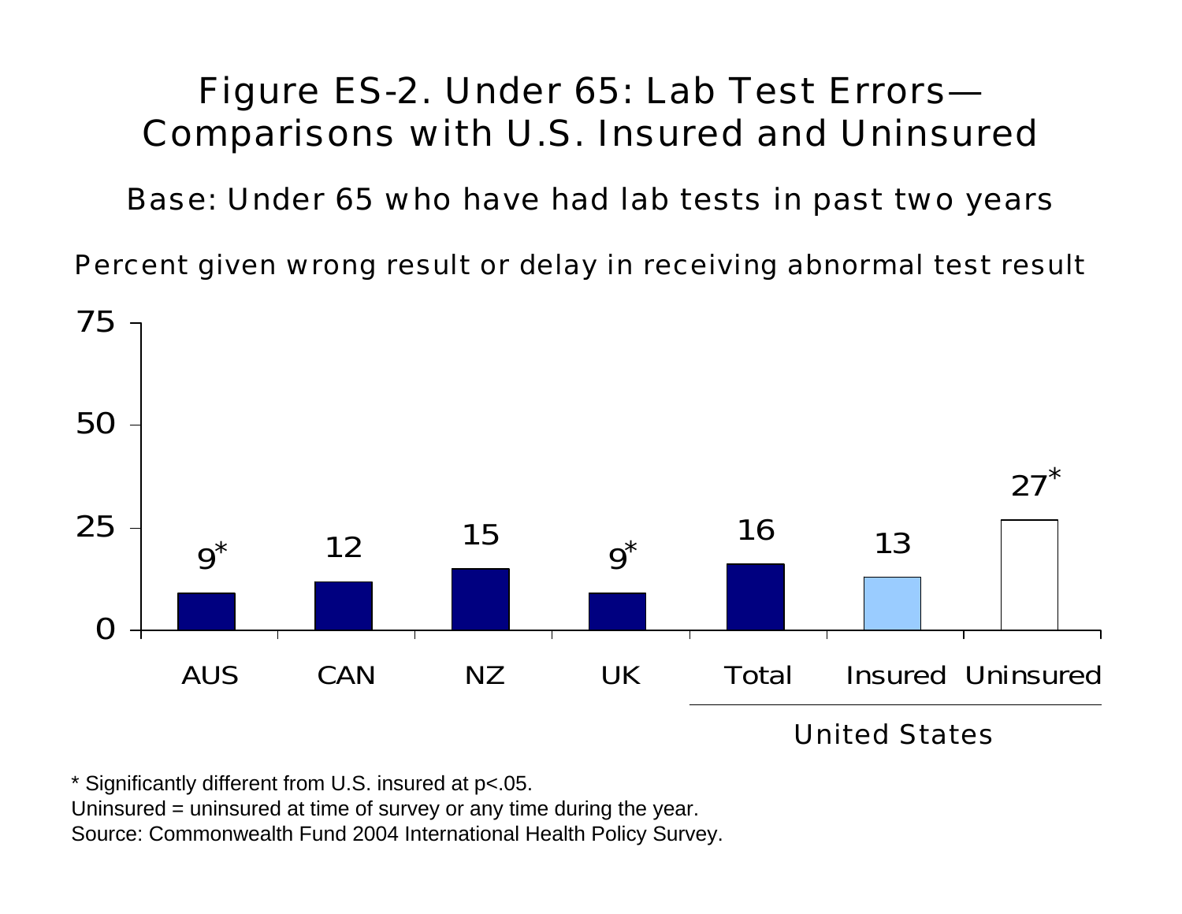# Figure ES-2. Under 65: Lab Test Errors—Comparisons with U.S. Insured and Uninsured

Base: Under 65 who have had lab tests in past two years

Percent given wrong result or delay in receiving abnormal test result

| AUS | CAN | NZ | UK | United States: Total | United States: Insured | United States: Uninsured |
|---|---|---|---|---|---|---|
| 9* | 12 | 15 | 9* | 16 | 13 | 27* |

\* Significantly different from U.S. insured at p<.05.

Uninsured = uninsured at time of survey or any time during the year.

Source: Commonwealth Fund 2004 International Health Policy Survey.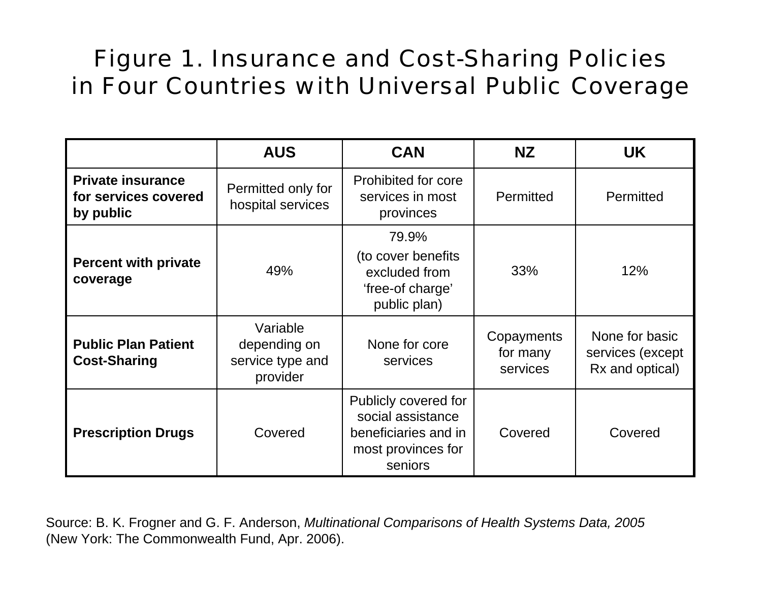# Figure 1. Insurance and Cost-Sharing Policies in Four Countries with Universal Public Coverage

| | AUS | CAN | NZ | UK |
|---|---|---|---|---|
| **Private insurance for services covered by public** | Permitted only for hospital services | Prohibited for core services in most provinces | Permitted | Permitted |
| **Percent with private coverage** | 49% | 79.9% (to cover benefits excluded from 'free-of charge' public plan) | 33% | 12% |
| **Public Plan Patient Cost-Sharing** | Variable depending on service type and provider | None for core services | Copayments for many services | None for basic services (except Rx and optical) |
| **Prescription Drugs** | Covered | Publicly covered for social assistance beneficiaries and in most provinces for seniors | Covered | Covered |

Source: B. K. Frogner and G. F. Anderson, *Multinational Comparisons of Health Systems Data, 2005* (New York: The Commonwealth Fund, Apr. 2006).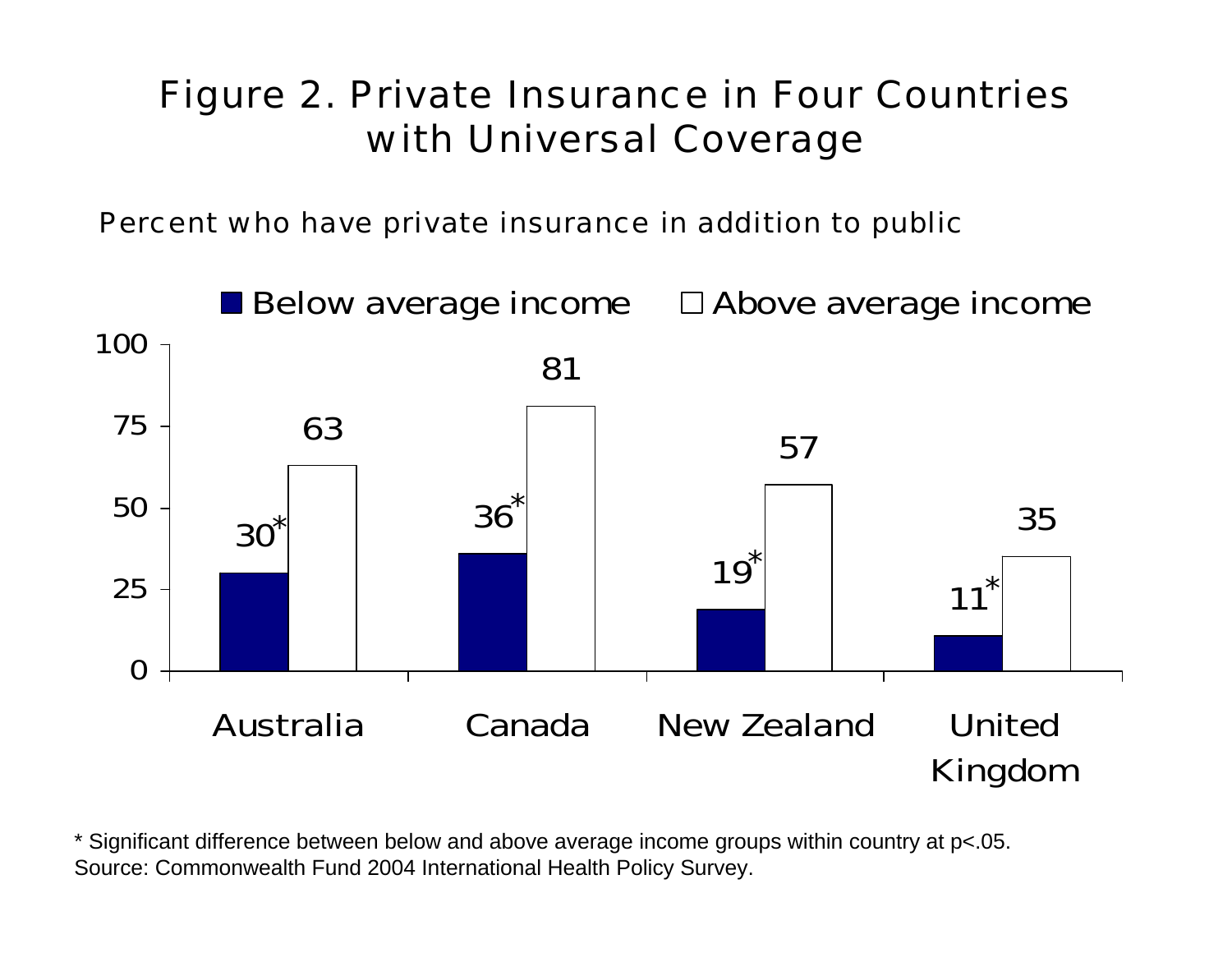# Figure 2. Private Insurance in Four Countries with Universal Coverage

Percent who have private insurance in addition to public

| Country | Below average income | Above average income |
| --- | --- | --- |
| Australia | 30* | 63 |
| Canada | 36* | 81 |
| New Zealand | 19* | 57 |
| United Kingdom | 11* | 35 |

* Significant difference between below and above average income groups within country at p<.05.
Source: Commonwealth Fund 2004 International Health Policy Survey.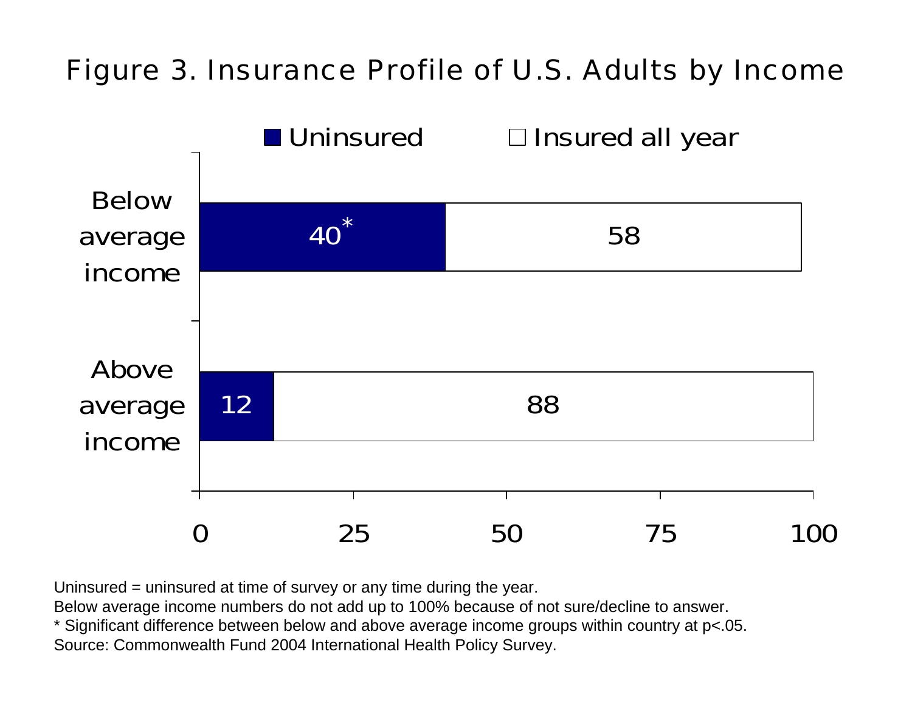# Figure 3. Insurance Profile of U.S. Adults by Income

| | Uninsured | Insured all year |
|---|---|---|
| Below average income | 40* | 58 |
| Above average income | 12 | 88 |

Uninsured = uninsured at time of survey or any time during the year.
Below average income numbers do not add up to 100% because of not sure/decline to answer.
* Significant difference between below and above average income groups within country at $p<.05$.
Source: Commonwealth Fund 2004 International Health Policy Survey.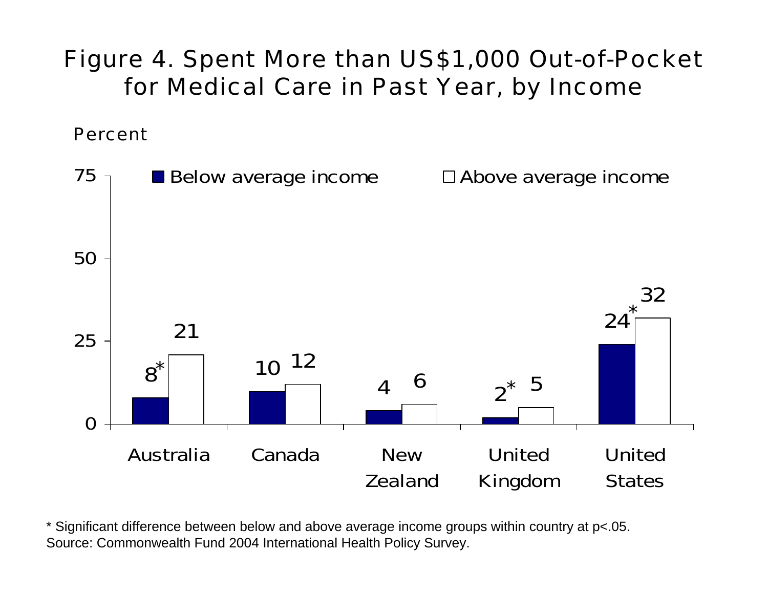# Figure 4. Spent More than US$1,000 Out-of-Pocket for Medical Care in Past Year, by Income

Percent

| Country | Below average income | Above average income |
|---|---|---|
| Australia | 8* | 21 |
| Canada | 10 | 12 |
| New Zealand | 4 | 6 |
| United Kingdom | 2* | 5 |
| United States | 24* | 32 |

* Significant difference between below and above average income groups within country at p<.05.
Source: Commonwealth Fund 2004 International Health Policy Survey.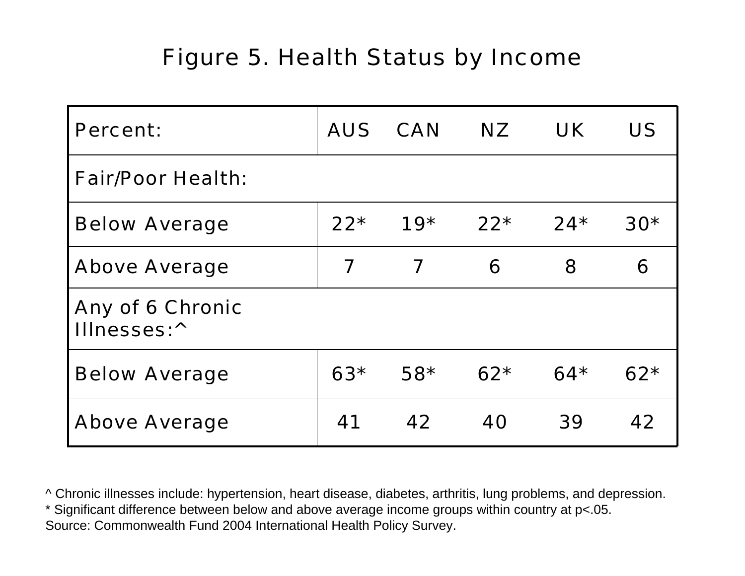# Figure 5. Health Status by Income

| Percent: | AUS | CAN | NZ | UK | US |
|---|---|---|---|---|---|
| Fair/Poor Health: | | | | | |
| Below Average | 22* | 19* | 22* | 24* | 30* |
| Above Average | 7 | 7 | 6 | 8 | 6 |
| Any of 6 Chronic Illnesses:^ | | | | | |
| Below Average | 63* | 58* | 62* | 64* | 62* |
| Above Average | 41 | 42 | 40 | 39 | 42 |

^ Chronic illnesses include: hypertension, heart disease, diabetes, arthritis, lung problems, and depression.
* Significant difference between below and above average income groups within country at $p<.05$.
Source: Commonwealth Fund 2004 International Health Policy Survey.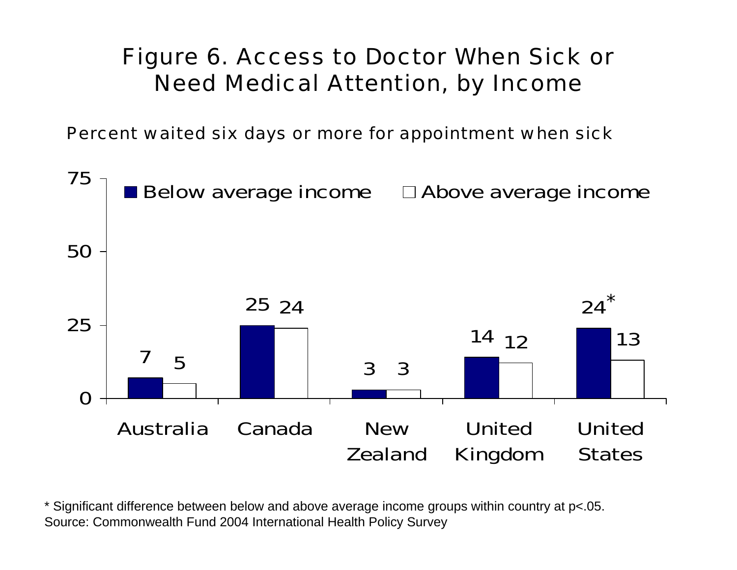# Figure 6. Access to Doctor When Sick or Need Medical Attention, by Income

Percent waited six days or more for appointment when sick

| | Below average income | Above average income |
|---|---|---|
| Australia | 7 | 5 |
| Canada | 25 | 24 |
| New Zealand | 3 | 3 |
| United Kingdom | 14 | 12 |
| United States | 24* | 13 |

* Significant difference between below and above average income groups within country at $p<.05$.

Source: Commonwealth Fund 2004 International Health Policy Survey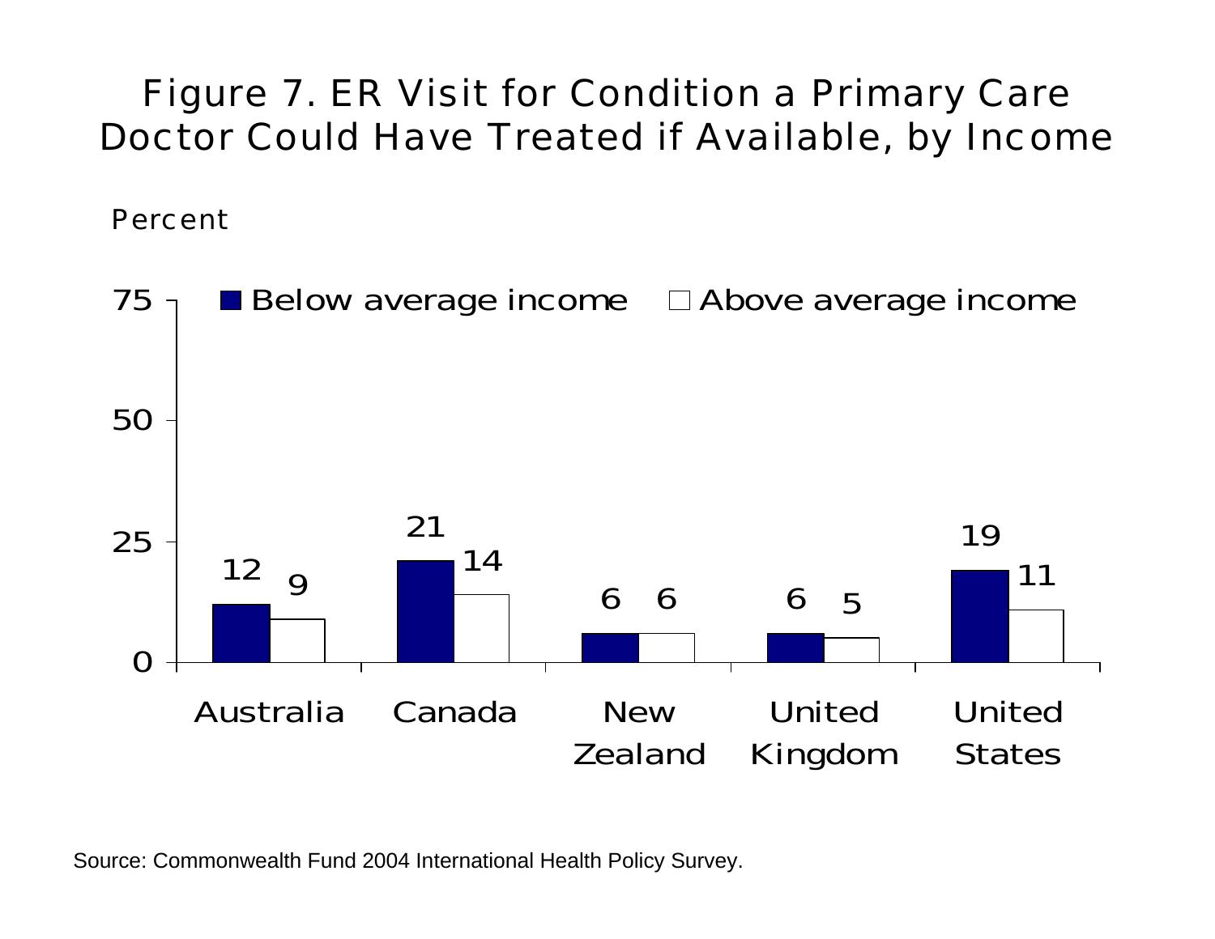# Figure 7. ER Visit for Condition a Primary Care Doctor Could Have Treated if Available, by Income

Percent

| | Below average income | Above average income |
|---|---|---|
| Australia | 12 | 9 |
| Canada | 21 | 14 |
| New Zealand | 6 | 6 |
| United Kingdom | 6 | 5 |
| United States | 19 | 11 |

Source: Commonwealth Fund 2004 International Health Policy Survey.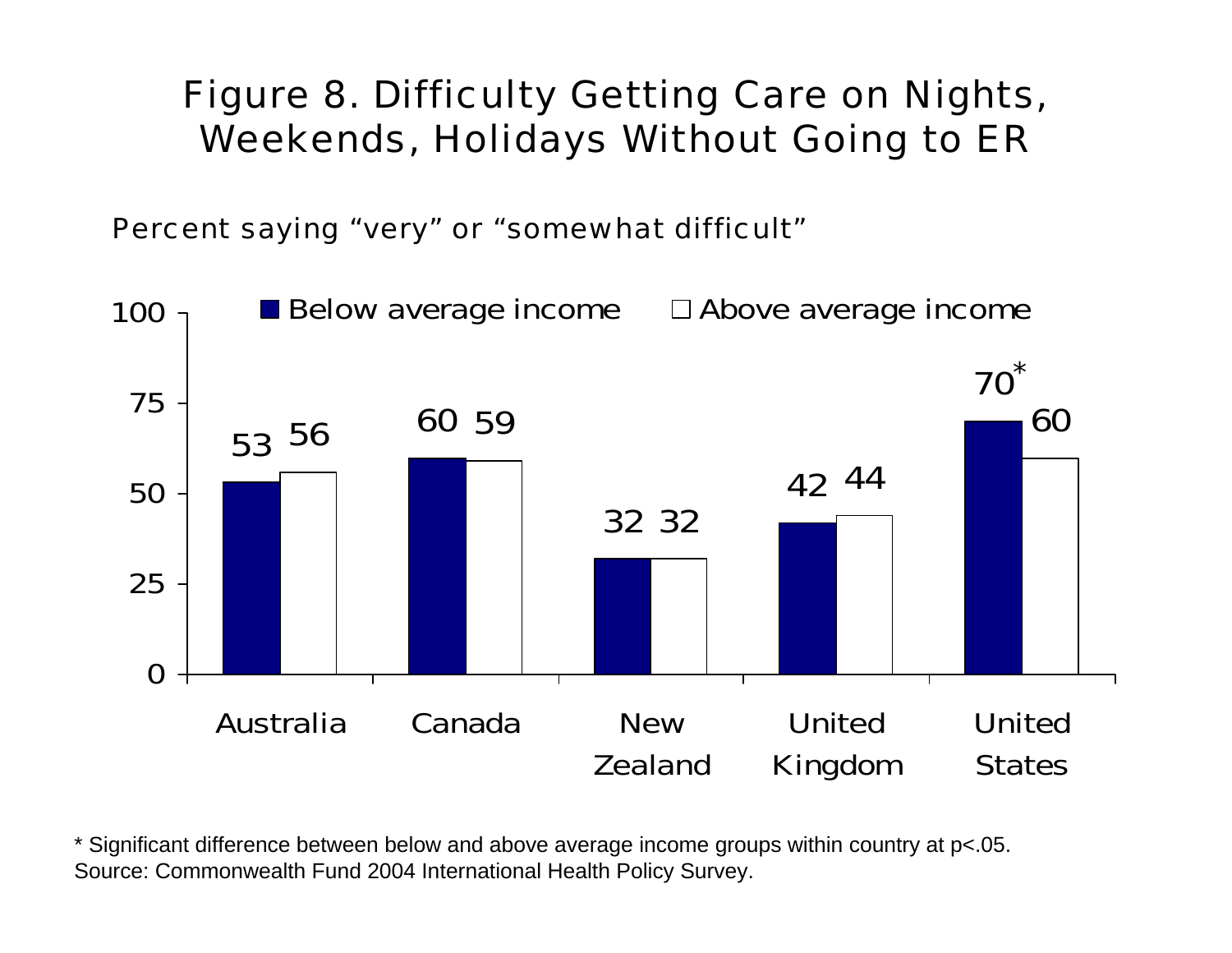# Figure 8. Difficulty Getting Care on Nights, Weekends, Holidays Without Going to ER

Percent saying "very" or "somewhat difficult"

| Country | Below average income | Above average income |
|---|---|---|
| Australia | 53 | 56 |
| Canada | 60 | 59 |
| New Zealand | 32 | 32 |
| United Kingdom | 42 | 44 |
| United States | 70* | 60 |

* Significant difference between below and above average income groups within country at p<.05.
Source: Commonwealth Fund 2004 International Health Policy Survey.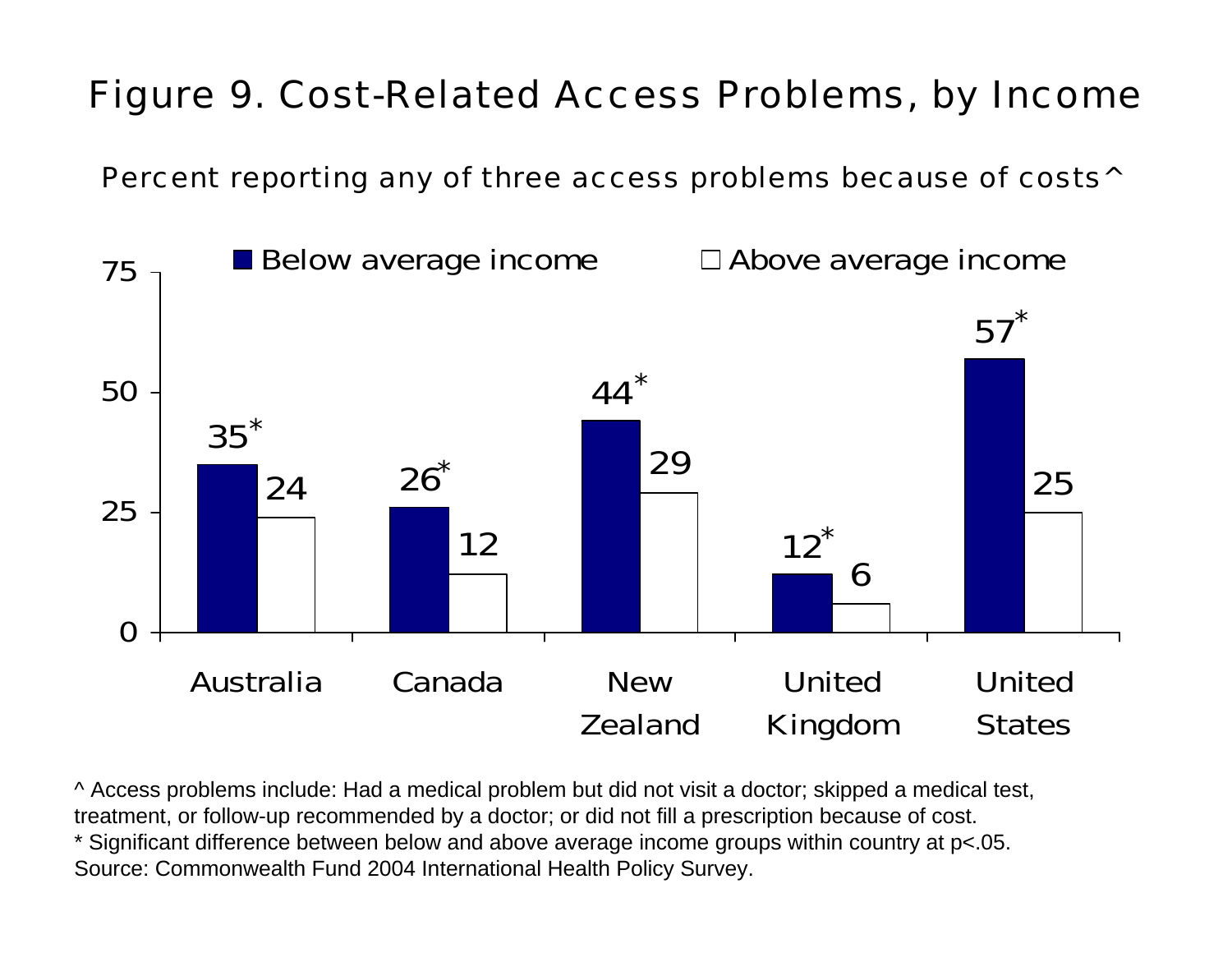# Figure 9. Cost-Related Access Problems, by Income

Percent reporting any of three access problems because of costs^

| | Below average income | Above average income |
|---|---|---|
| Australia | 35* | 24 |
| Canada | 26* | 12 |
| New Zealand | 44* | 29 |
| United Kingdom | 12* | 6 |
| United States | 57* | 25 |

^ Access problems include: Had a medical problem but did not visit a doctor; skipped a medical test, treatment, or follow-up recommended by a doctor; or did not fill a prescription because of cost.
* Significant difference between below and above average income groups within country at p<.05.
Source: Commonwealth Fund 2004 International Health Policy Survey.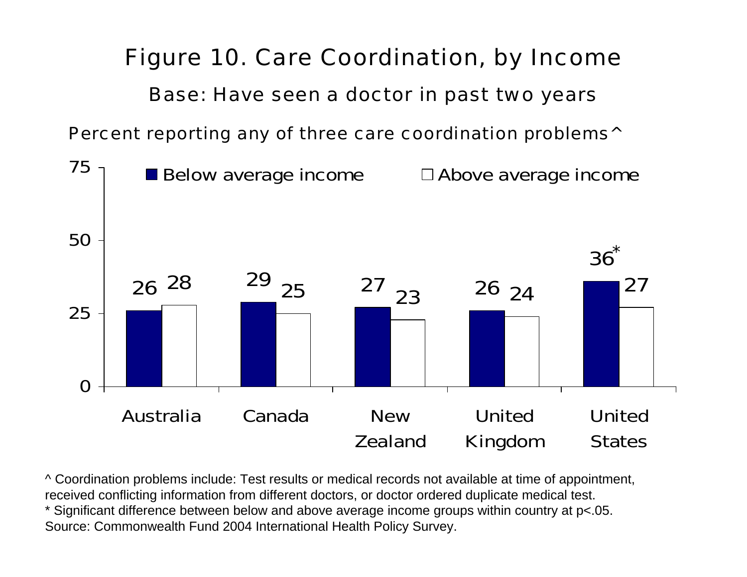# Figure 10. Care Coordination, by Income

Base: Have seen a doctor in past two years

Percent reporting any of three care coordination problems^

| | Below average income | Above average income |
|---|---|---|
| Australia | 26 | 28 |
| Canada | 29 | 25 |
| New Zealand | 27 | 23 |
| United Kingdom | 26 | 24 |
| United States | 36* | 27 |

^ Coordination problems include: Test results or medical records not available at time of appointment, received conflicting information from different doctors, or doctor ordered duplicate medical test.
* Significant difference between below and above average income groups within country at p<.05.
Source: Commonwealth Fund 2004 International Health Policy Survey.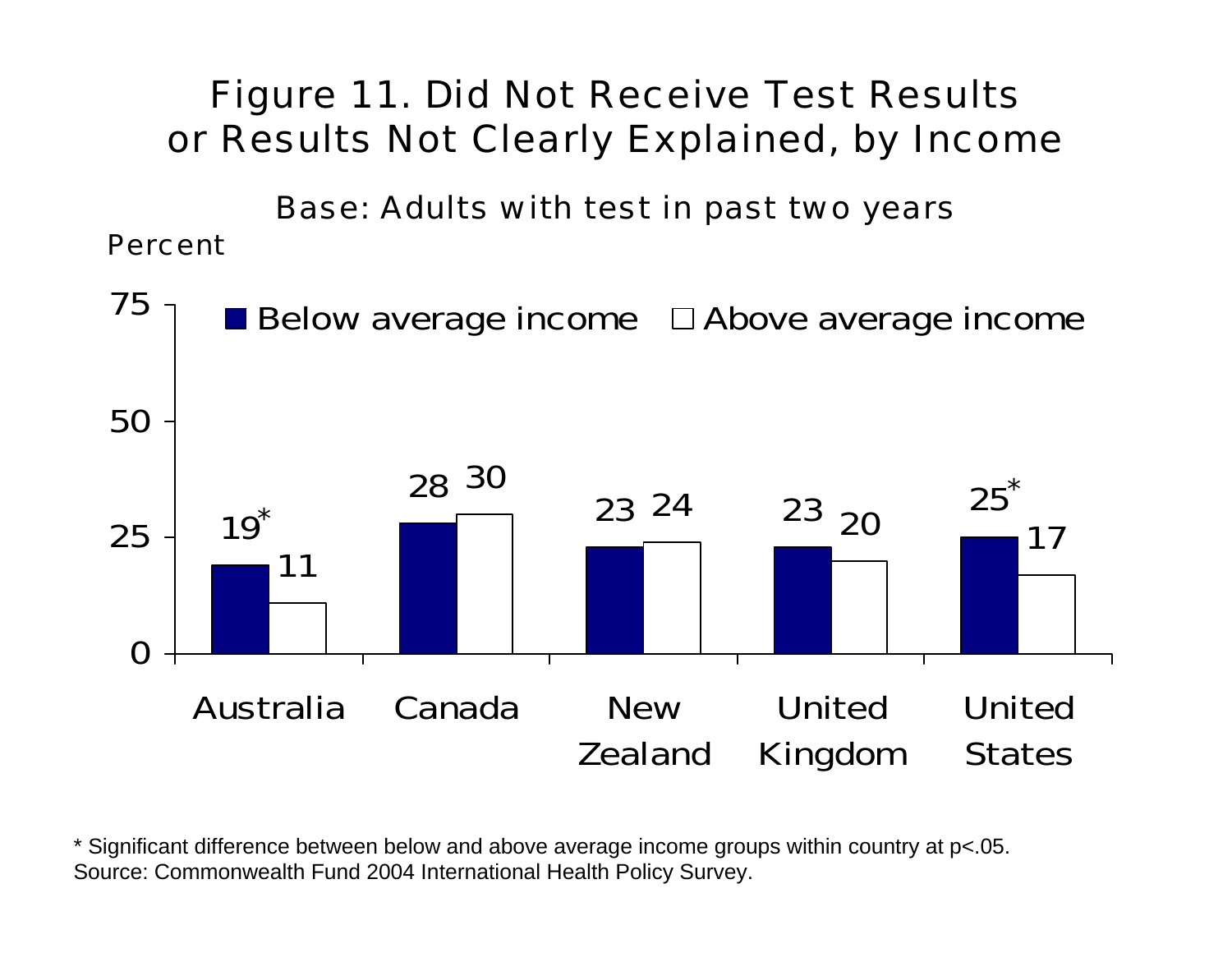# Figure 11. Did Not Receive Test Results or Results Not Clearly Explained, by Income

Base: Adults with test in past two years

Percent

| | Below average income | Above average income |
|---|---|---|
| Australia | 19* | 11 |
| Canada | 28 | 30 |
| New Zealand | 23 | 24 |
| United Kingdom | 23 | 20 |
| United States | 25* | 17 |

* Significant difference between below and above average income groups within country at p<.05.
Source: Commonwealth Fund 2004 International Health Policy Survey.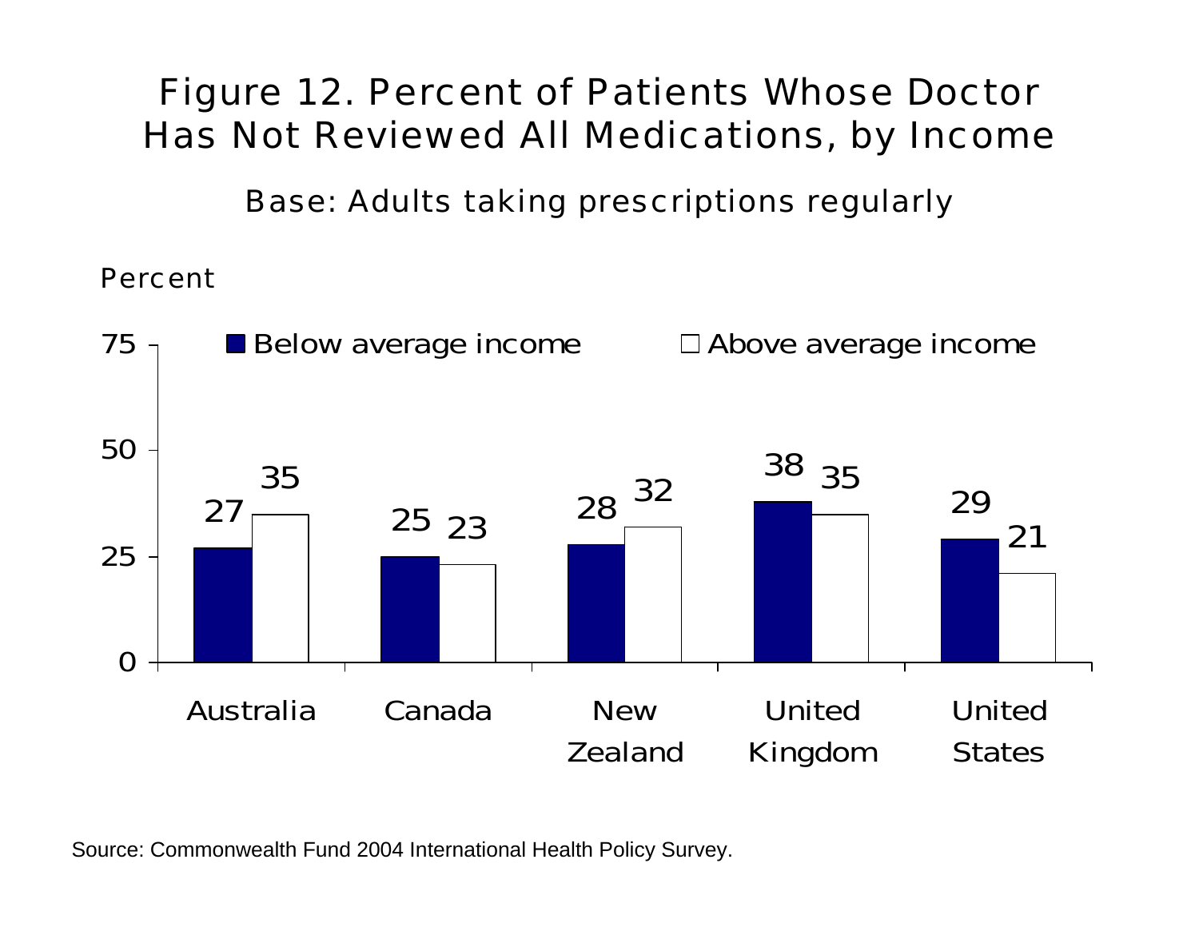# Figure 12. Percent of Patients Whose Doctor Has Not Reviewed All Medications, by Income

Base: Adults taking prescriptions regularly

Percent

| | Below average income | Above average income |
|---|---|---|
| Australia | 27 | 35 |
| Canada | 25 | 23 |
| New Zealand | 28 | 32 |
| United Kingdom | 38 | 35 |
| United States | 29 | 21 |

Source: Commonwealth Fund 2004 International Health Policy Survey.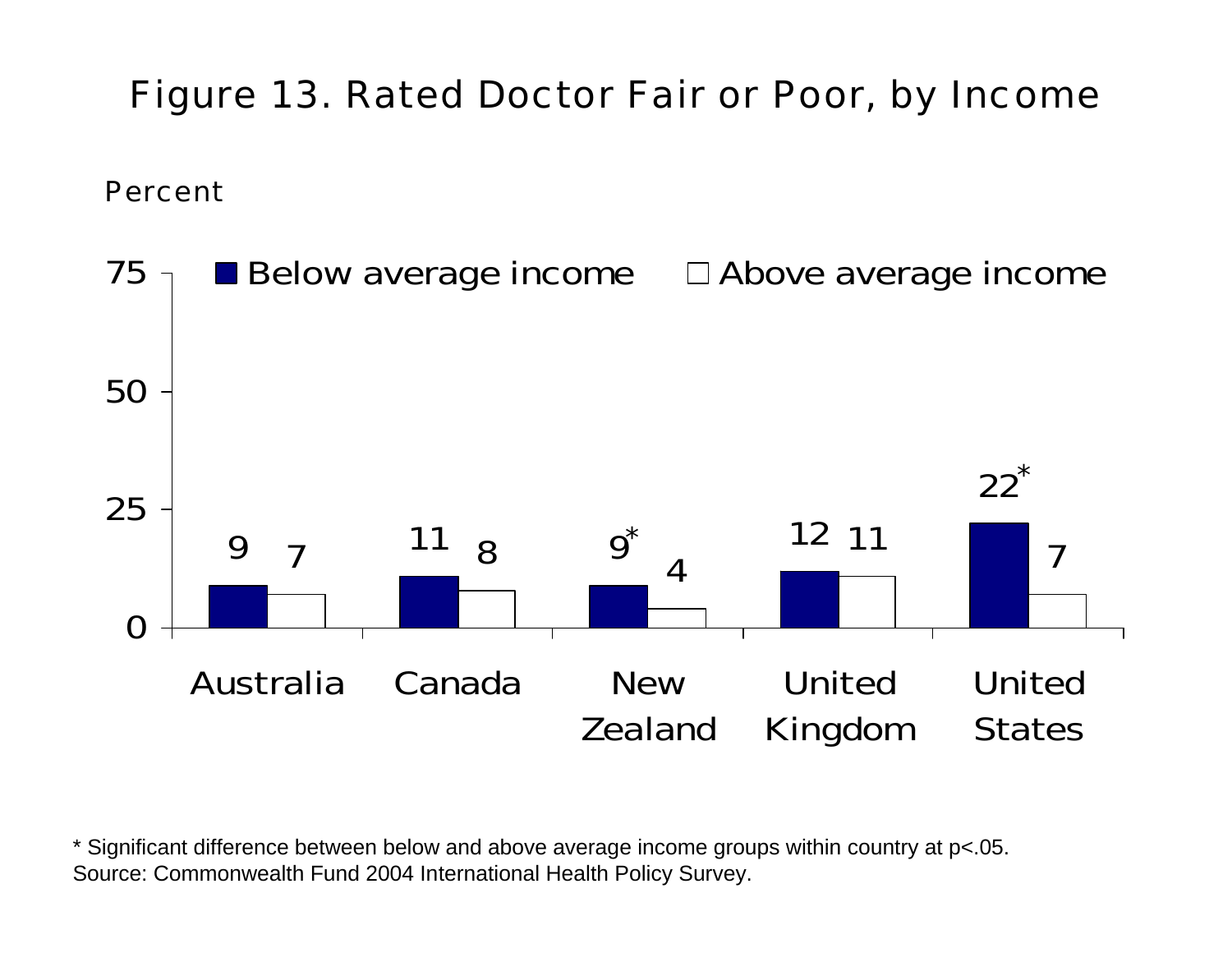# Figure 13. Rated Doctor Fair or Poor, by Income

Percent

| | Below average income | Above average income |
|---|---|---|
| Australia | 9 | 7 |
| Canada | 11 | 8 |
| New Zealand | 9* | 4 |
| United Kingdom | 12 | 11 |
| United States | 22* | 7 |

* Significant difference between below and above average income groups within country at p<.05.
Source: Commonwealth Fund 2004 International Health Policy Survey.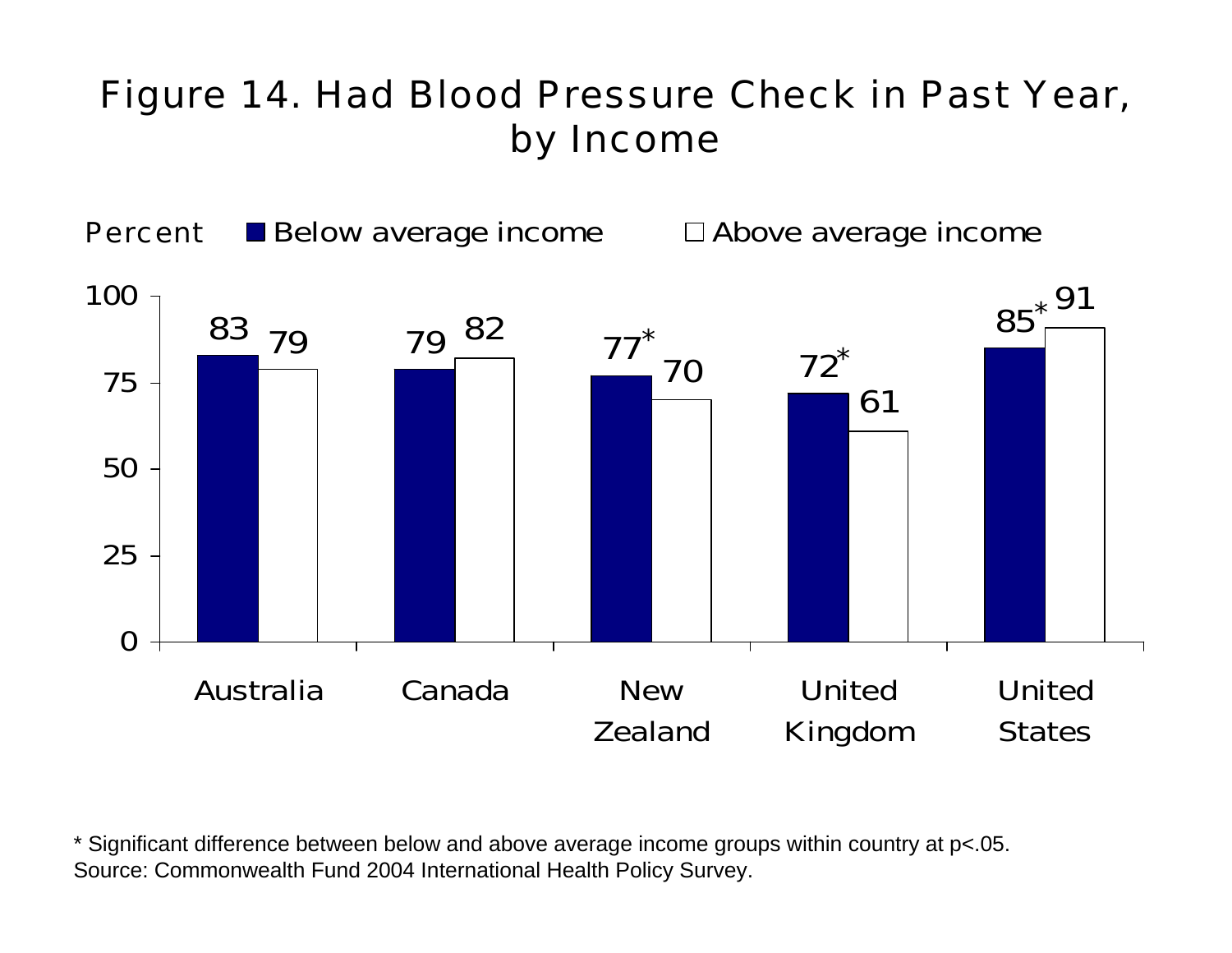# Figure 14. Had Blood Pressure Check in Past Year, by Income

| Percent | Below average income | Above average income |
| --- | --- | --- |
| Australia | 83 | 79 |
| Canada | 79 | 82 |
| New Zealand | 77* | 70 |
| United Kingdom | 72* | 61 |
| United States | 85* | 91 |

* Significant difference between below and above average income groups within country at p<.05.
Source: Commonwealth Fund 2004 International Health Policy Survey.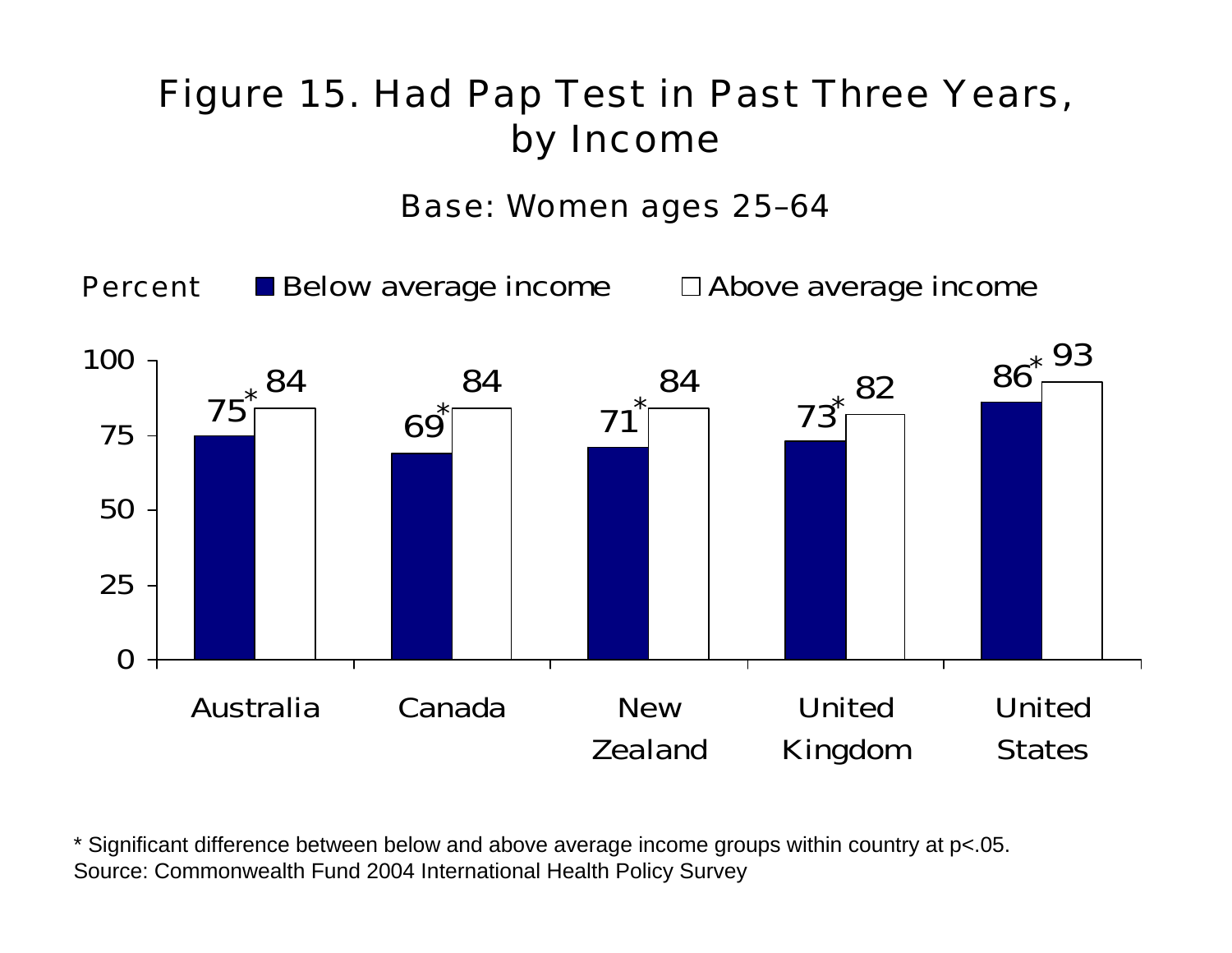# Figure 15. Had Pap Test in Past Three Years, by Income

Base: Women ages 25–64

| Country | Below average income | Above average income |
|---|---|---|
| Australia | 75* | 84 |
| Canada | 69* | 84 |
| New Zealand | 71* | 84 |
| United Kingdom | 73* | 82 |
| United States | 86* | 93 |

Percent

\* Significant difference between below and above average income groups within country at p<.05.
Source: Commonwealth Fund 2004 International Health Policy Survey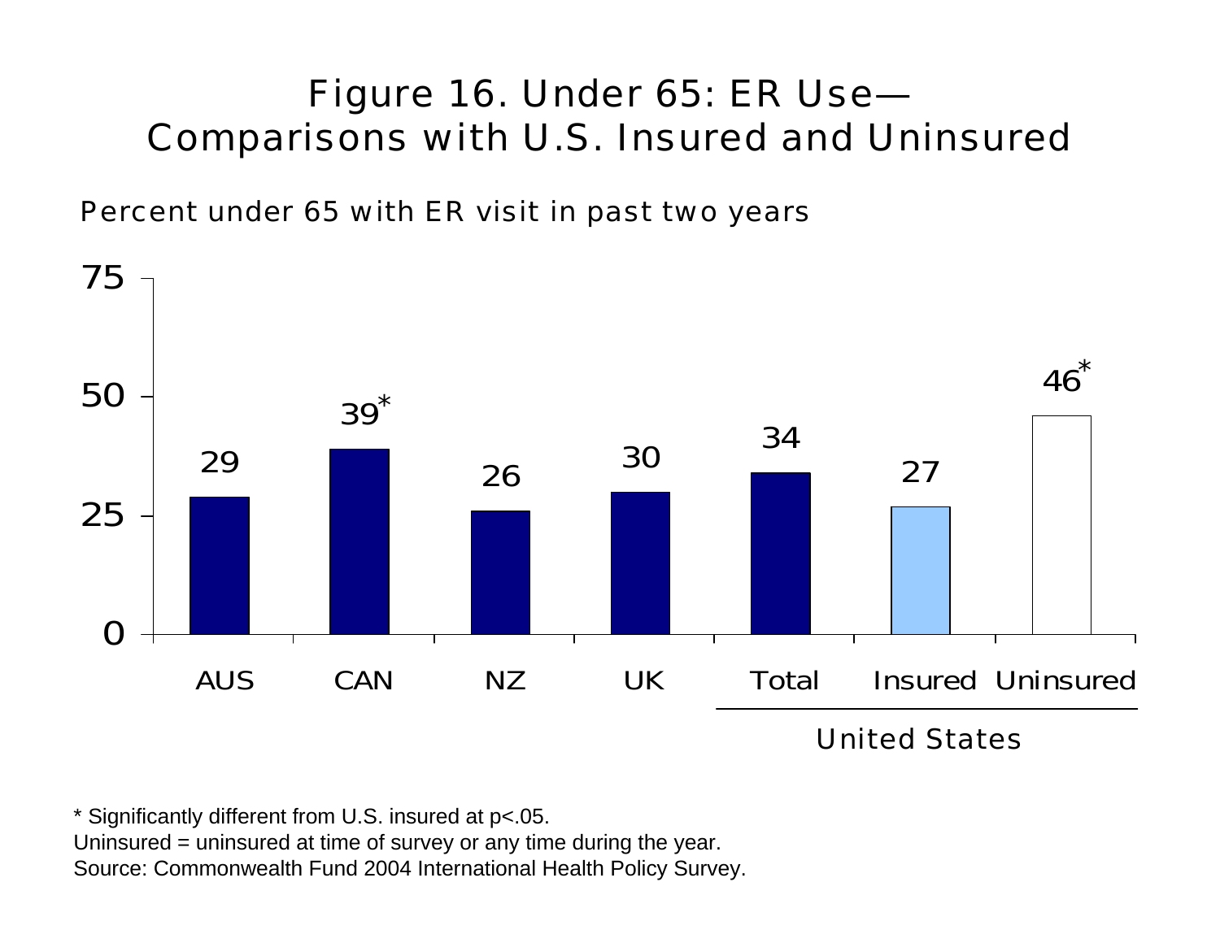# Figure 16. Under 65: ER Use— Comparisons with U.S. Insured and Uninsured

Percent under 65 with ER visit in past two years

| AUS | CAN | NZ | UK | United States: Total | United States: Insured | United States: Uninsured |
|---|---|---|---|---|---|---|
| 29 | 39* | 26 | 30 | 34 | 27 | 46* |

* Significantly different from U.S. insured at $p<.05$.
Uninsured = uninsured at time of survey or any time during the year.
Source: Commonwealth Fund 2004 International Health Policy Survey.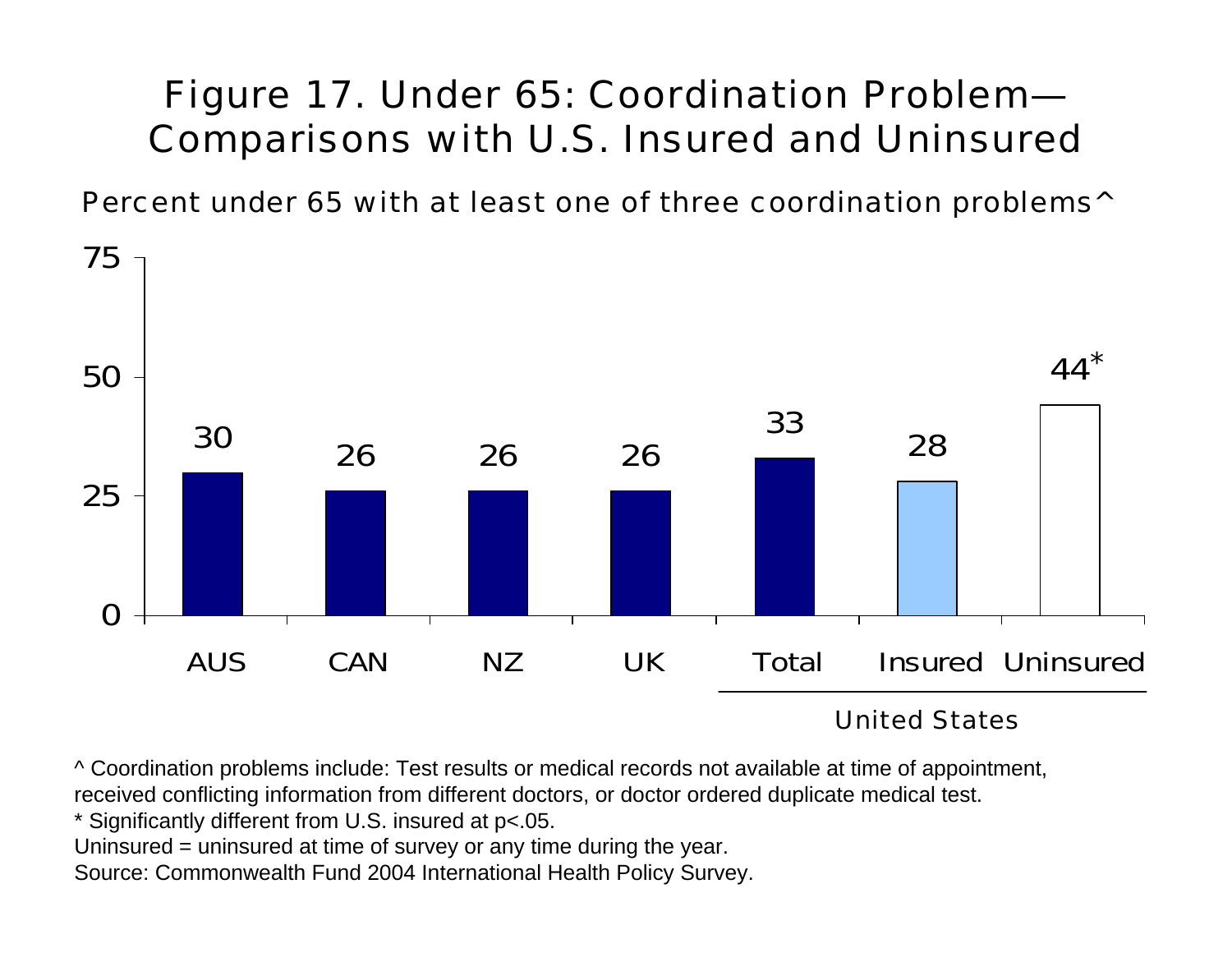# Figure 17. Under 65: Coordination Problem—Comparisons with U.S. Insured and Uninsured

Percent under 65 with at least one of three coordination problems^

| | AUS | CAN | NZ | UK | Total (United States) | Insured (United States) | Uninsured (United States) |
|---|---|---|---|---|---|---|---|
| Percent | 30 | 26 | 26 | 26 | 33 | 28 | 44* |

^ Coordination problems include: Test results or medical records not available at time of appointment, received conflicting information from different doctors, or doctor ordered duplicate medical test.

* Significantly different from U.S. insured at p<.05.

Uninsured = uninsured at time of survey or any time during the year.

Source: Commonwealth Fund 2004 International Health Policy Survey.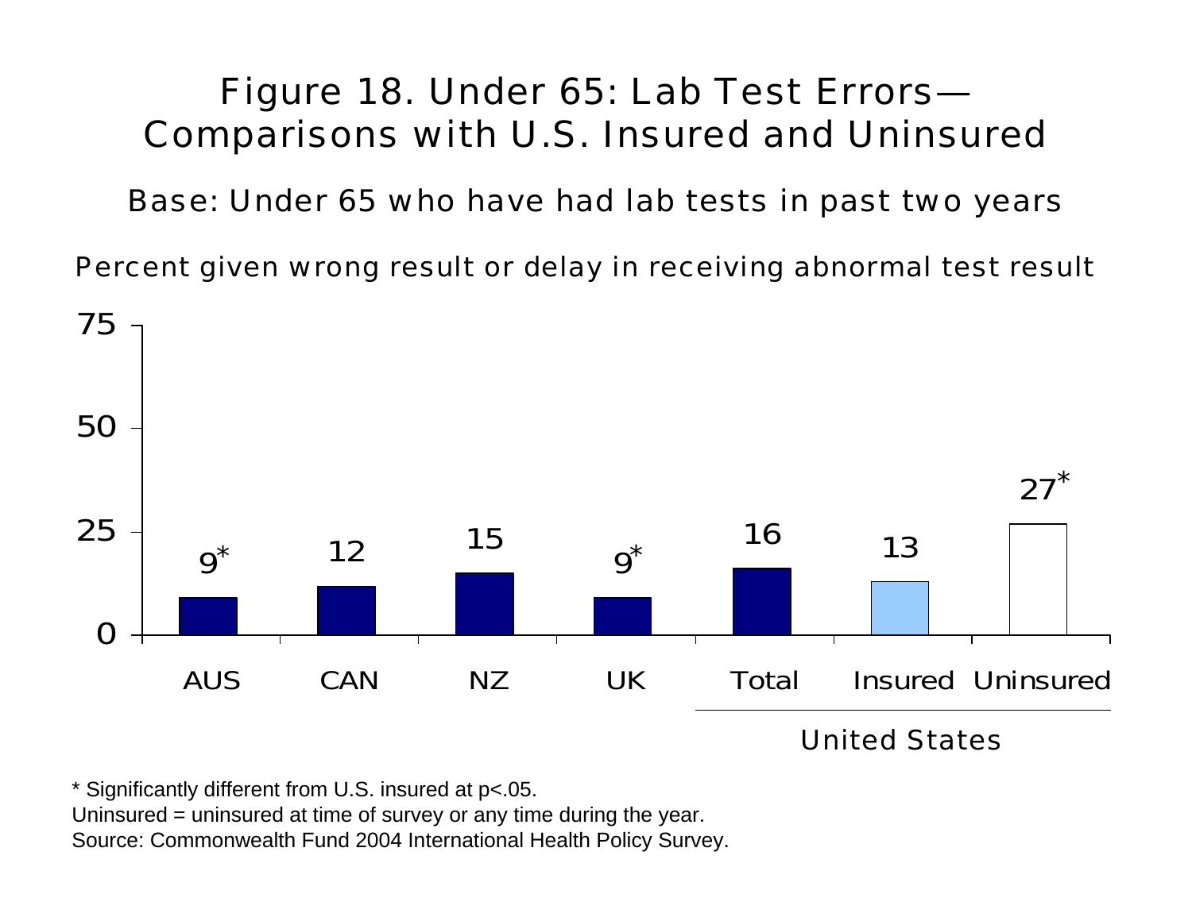# Figure 18. Under 65: Lab Test Errors—Comparisons with U.S. Insured and Uninsured

Base: Under 65 who have had lab tests in past two years

Percent given wrong result or delay in receiving abnormal test result

| | AUS | CAN | NZ | UK | United States: Total | United States: Insured | United States: Uninsured |
|---|---|---|---|---|---|---|---|
| Percent | 9* | 12 | 15 | 9* | 16 | 13 | 27* |

* Significantly different from U.S. insured at p<.05.

Uninsured = uninsured at time of survey or any time during the year.

Source: Commonwealth Fund 2004 International Health Policy Survey.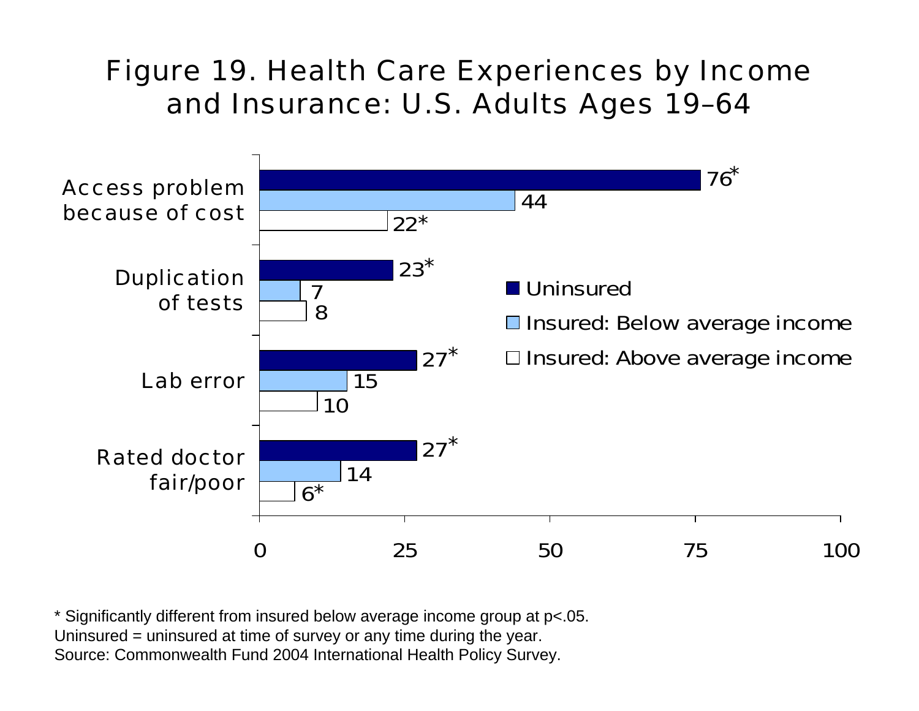# Figure 19. Health Care Experiences by Income and Insurance: U.S. Adults Ages 19–64

| | Uninsured | Insured: Below average income | Insured: Above average income |
|---|---|---|---|
| Access problem because of cost | 76* | 44 | 22* |
| Duplication of tests | 23* | 7 | 8 |
| Lab error | 27* | 15 | 10 |
| Rated doctor fair/poor | 27* | 14 | 6* |

\* Significantly different from insured below average income group at $p<.05$.
Uninsured = uninsured at time of survey or any time during the year.
Source: Commonwealth Fund 2004 International Health Policy Survey.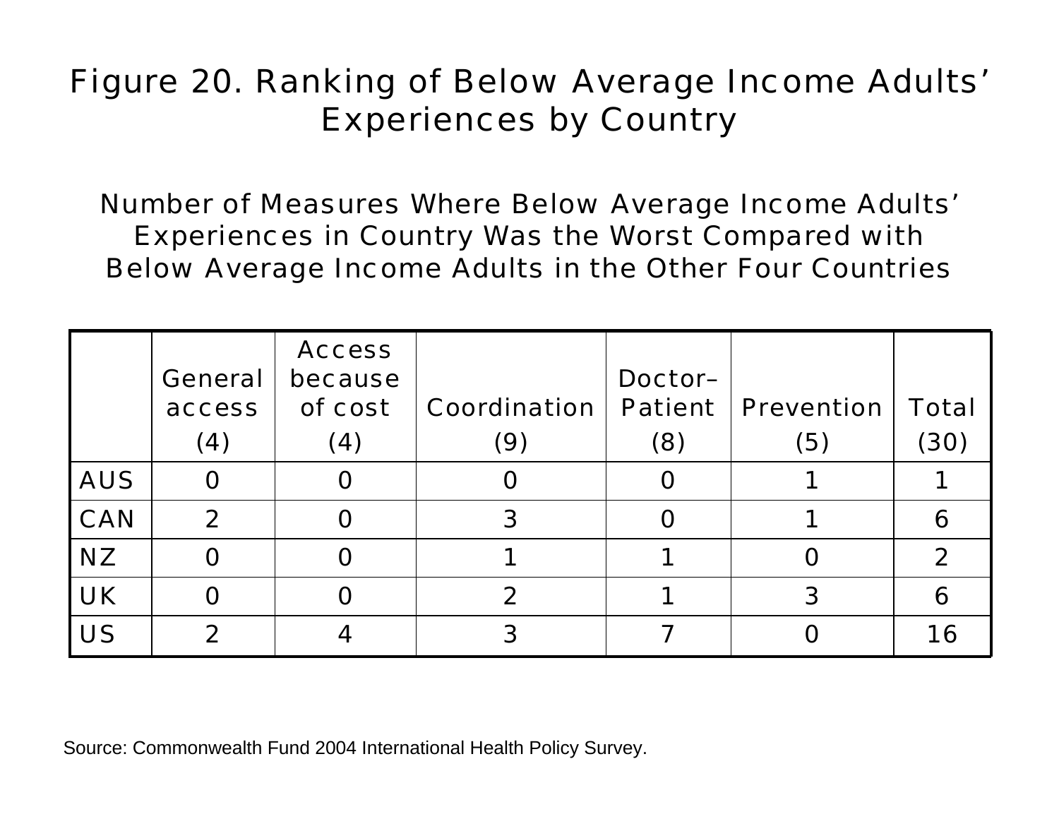# Figure 20. Ranking of Below Average Income Adults' Experiences by Country

## Number of Measures Where Below Average Income Adults' Experiences in Country Was the Worst Compared with Below Average Income Adults in the Other Four Countries

| | General access (4) | Access because of cost (4) | Coordination (9) | Doctor–Patient (8) | Prevention (5) | Total (30) |
|---|---|---|---|---|---|---|
| AUS | 0 | 0 | 0 | 0 | 1 | 1 |
| CAN | 2 | 0 | 3 | 0 | 1 | 6 |
| NZ | 0 | 0 | 1 | 1 | 0 | 2 |
| UK | 0 | 0 | 2 | 1 | 3 | 6 |
| US | 2 | 4 | 3 | 7 | 0 | 16 |

Source: Commonwealth Fund 2004 International Health Policy Survey.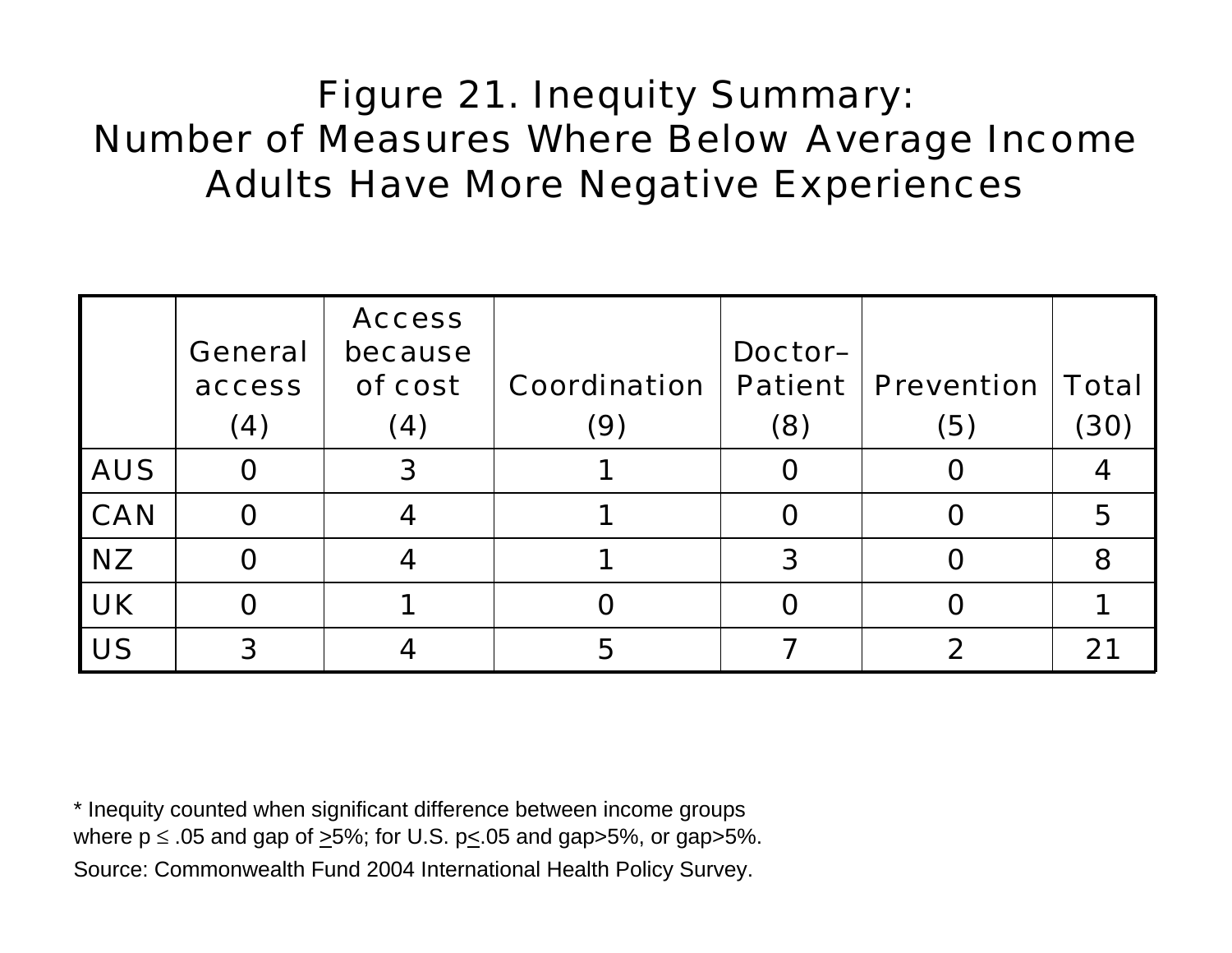# Figure 21. Inequity Summary: Number of Measures Where Below Average Income Adults Have More Negative Experiences

| | General access (4) | Access because of cost (4) | Coordination (9) | Doctor–Patient (8) | Prevention (5) | Total (30) |
|---|---|---|---|---|---|---|
| AUS | 0 | 3 | 1 | 0 | 0 | 4 |
| CAN | 0 | 4 | 1 | 0 | 0 | 5 |
| NZ | 0 | 4 | 1 | 3 | 0 | 8 |
| UK | 0 | 1 | 0 | 0 | 0 | 1 |
| US | 3 | 4 | 5 | 7 | 2 | 21 |

* Inequity counted when significant difference between income groups where $p \leq .05$ and gap of $\geq$5%; for U.S. $p \leq .05$ and gap>5%, or gap>5%.

Source: Commonwealth Fund 2004 International Health Policy Survey.